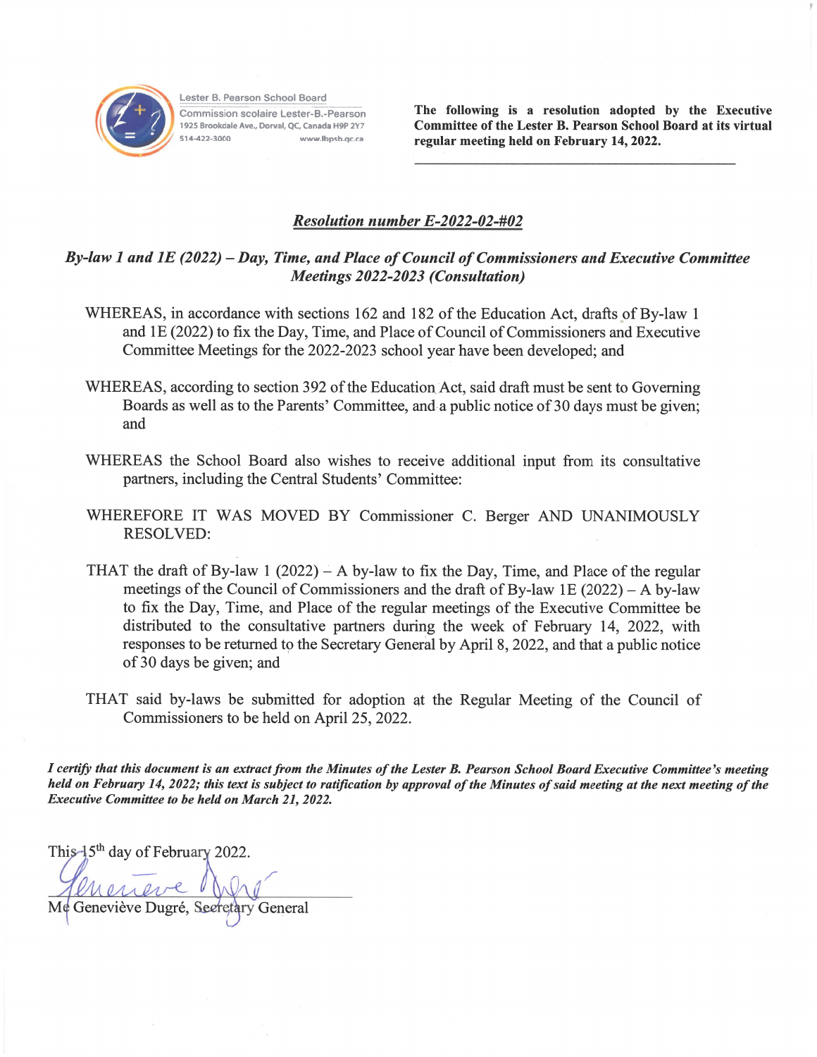Lester B. Pearson School Board
Commission scolaire Lester-B.-Pearson
1925 Brookdale Ave., Dorval, QC, Canada H9P 2Y7
514-422-3000 www.lbpsb.qc.ca

**The following is a resolution adopted by the Executive Committee of the Lester B. Pearson School Board at its virtual regular meeting held on February 14, 2022.**

## ***Resolution number E-2022-02-#02***

### *By-law 1 and 1E (2022) – Day, Time, and Place of Council of Commissioners and Executive Committee Meetings 2022-2023 (Consultation)*

WHEREAS, in accordance with sections 162 and 182 of the Education Act, drafts of By-law 1 and 1E (2022) to fix the Day, Time, and Place of Council of Commissioners and Executive Committee Meetings for the 2022-2023 school year have been developed; and

WHEREAS, according to section 392 of the Education Act, said draft must be sent to Governing Boards as well as to the Parents' Committee, and a public notice of 30 days must be given; and

WHEREAS the School Board also wishes to receive additional input from its consultative partners, including the Central Students' Committee:

WHEREFORE IT WAS MOVED BY Commissioner C. Berger AND UNANIMOUSLY RESOLVED:

THAT the draft of By-law 1 (2022) – A by-law to fix the Day, Time, and Place of the regular meetings of the Council of Commissioners and the draft of By-law 1E (2022) – A by-law to fix the Day, Time, and Place of the regular meetings of the Executive Committee be distributed to the consultative partners during the week of February 14, 2022, with responses to be returned to the Secretary General by April 8, 2022, and that a public notice of 30 days be given; and

THAT said by-laws be submitted for adoption at the Regular Meeting of the Council of Commissioners to be held on April 25, 2022.

***I certify that this document is an extract from the Minutes of the Lester B. Pearson School Board Executive Committee's meeting held on February 14, 2022; this text is subject to ratification by approval of the Minutes of said meeting at the next meeting of the Executive Committee to be held on March 21, 2022.***

This 15th day of February 2022.

Me Geneviève Dugré, Secretary General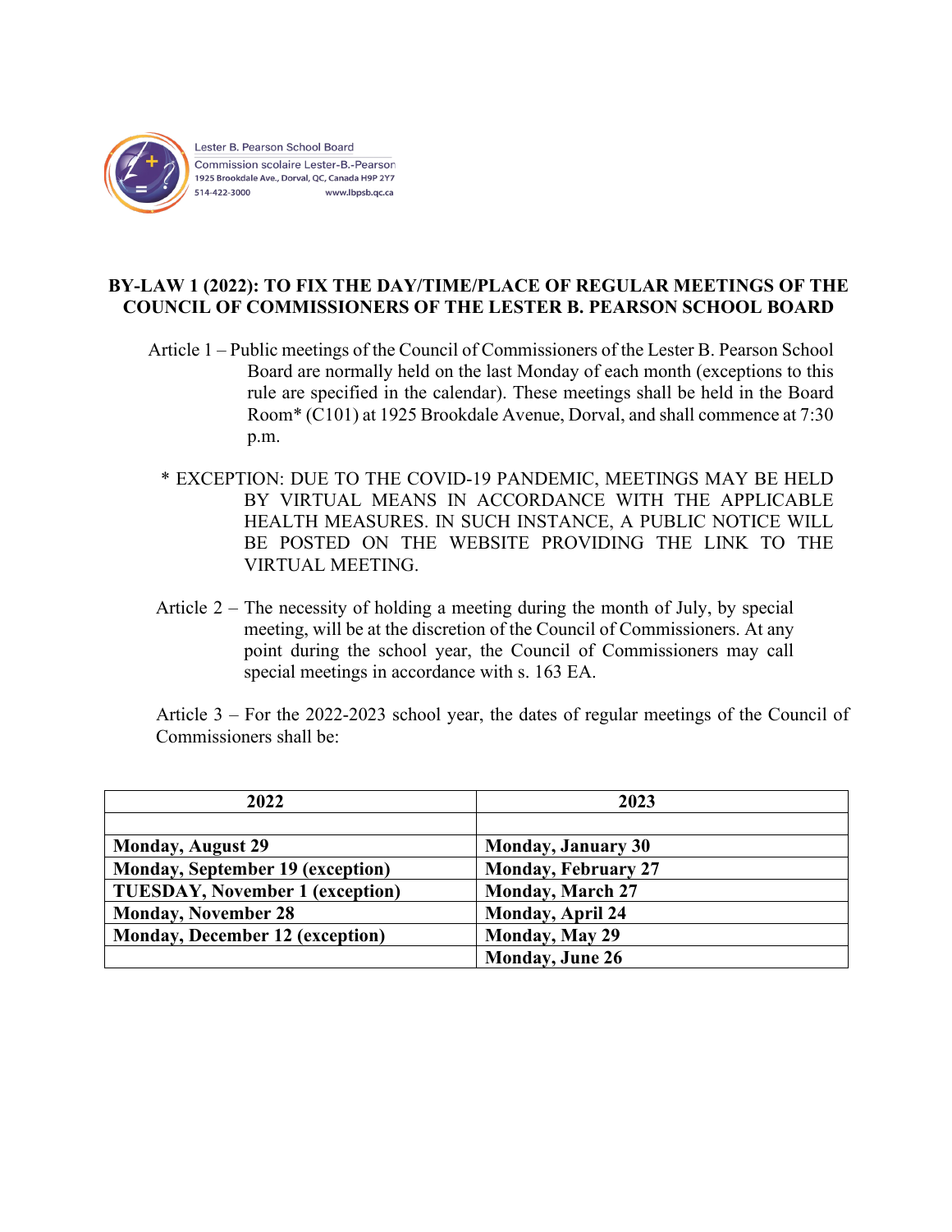Lester B. Pearson School Board
Commission scolaire Lester-B.-Pearson
1925 Brookdale Ave., Dorval, QC, Canada H9P 2Y7
514-422-3000 www.lbpsb.qc.ca

## BY-LAW 1 (2022): TO FIX THE DAY/TIME/PLACE OF REGULAR MEETINGS OF THE COUNCIL OF COMMISSIONERS OF THE LESTER B. PEARSON SCHOOL BOARD

Article 1 – Public meetings of the Council of Commissioners of the Lester B. Pearson School Board are normally held on the last Monday of each month (exceptions to this rule are specified in the calendar). These meetings shall be held in the Board Room* (C101) at 1925 Brookdale Avenue, Dorval, and shall commence at 7:30 p.m.

\* EXCEPTION: DUE TO THE COVID-19 PANDEMIC, MEETINGS MAY BE HELD BY VIRTUAL MEANS IN ACCORDANCE WITH THE APPLICABLE HEALTH MEASURES. IN SUCH INSTANCE, A PUBLIC NOTICE WILL BE POSTED ON THE WEBSITE PROVIDING THE LINK TO THE VIRTUAL MEETING.

Article 2 – The necessity of holding a meeting during the month of July, by special meeting, will be at the discretion of the Council of Commissioners. At any point during the school year, the Council of Commissioners may call special meetings in accordance with s. 163 EA.

Article 3 – For the 2022-2023 school year, the dates of regular meetings of the Council of Commissioners shall be:

| 2022 | 2023 |
|---|---|
| | |
| **Monday, August 29** | **Monday, January 30** |
| **Monday, September 19 (exception)** | **Monday, February 27** |
| **TUESDAY, November 1 (exception)** | **Monday, March 27** |
| **Monday, November 28** | **Monday, April 24** |
| **Monday, December 12 (exception)** | **Monday, May 29** |
| | **Monday, June 26** |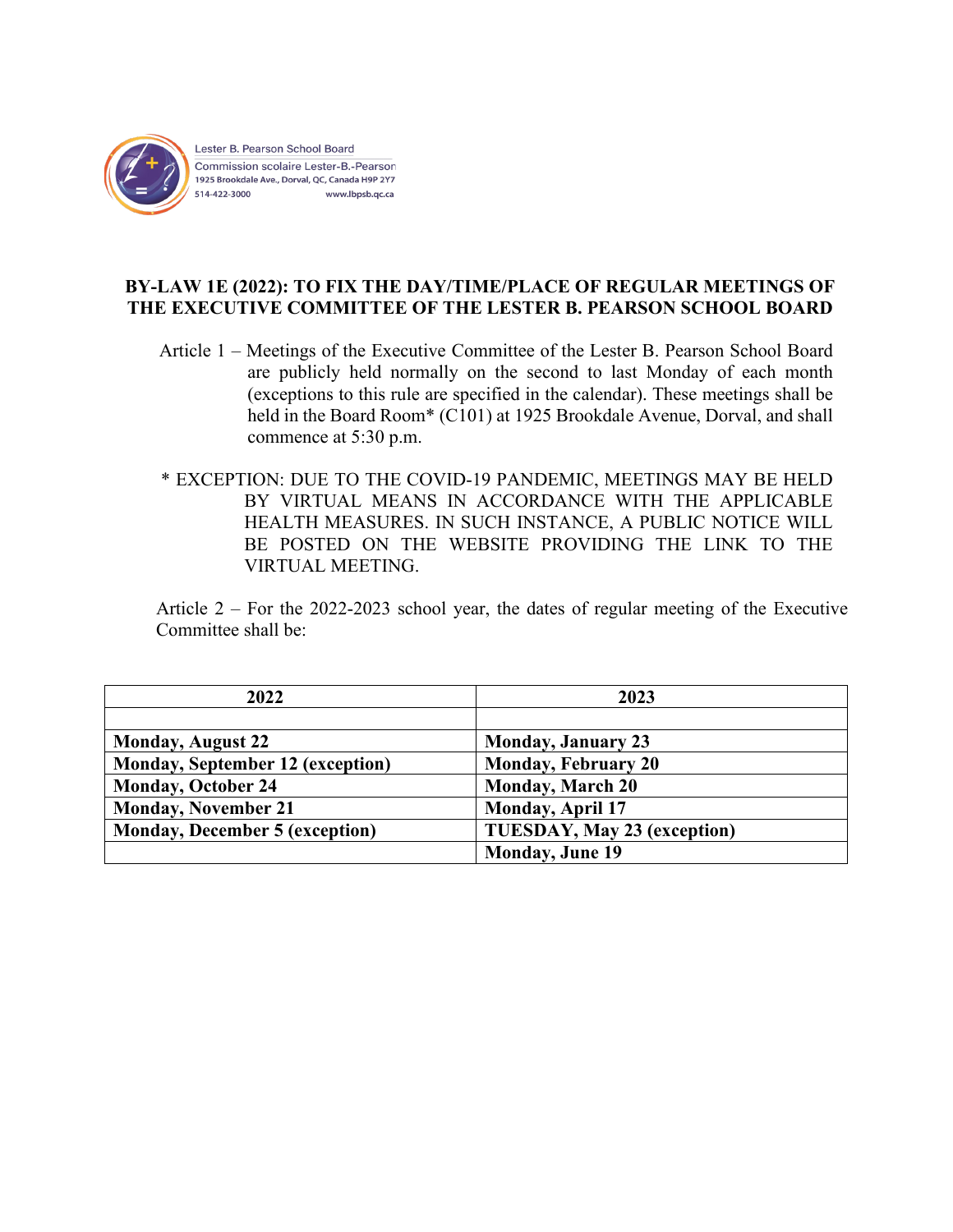Lester B. Pearson School Board
Commission scolaire Lester-B.-Pearson
1925 Brookdale Ave., Dorval, QC, Canada H9P 2Y7
514-422-3000 www.lbpsb.qc.ca

## BY-LAW 1E (2022): TO FIX THE DAY/TIME/PLACE OF REGULAR MEETINGS OF THE EXECUTIVE COMMITTEE OF THE LESTER B. PEARSON SCHOOL BOARD

Article 1 – Meetings of the Executive Committee of the Lester B. Pearson School Board are publicly held normally on the second to last Monday of each month (exceptions to this rule are specified in the calendar). These meetings shall be held in the Board Room* (C101) at 1925 Brookdale Avenue, Dorval, and shall commence at 5:30 p.m.

* EXCEPTION: DUE TO THE COVID-19 PANDEMIC, MEETINGS MAY BE HELD BY VIRTUAL MEANS IN ACCORDANCE WITH THE APPLICABLE HEALTH MEASURES. IN SUCH INSTANCE, A PUBLIC NOTICE WILL BE POSTED ON THE WEBSITE PROVIDING THE LINK TO THE VIRTUAL MEETING.

Article 2 – For the 2022-2023 school year, the dates of regular meeting of the Executive Committee shall be:

| 2022 | 2023 |
|---|---|
| | |
| **Monday, August 22** | **Monday, January 23** |
| **Monday, September 12 (exception)** | **Monday, February 20** |
| **Monday, October 24** | **Monday, March 20** |
| **Monday, November 21** | **Monday, April 17** |
| **Monday, December 5 (exception)** | **TUESDAY, May 23 (exception)** |
| | **Monday, June 19** |